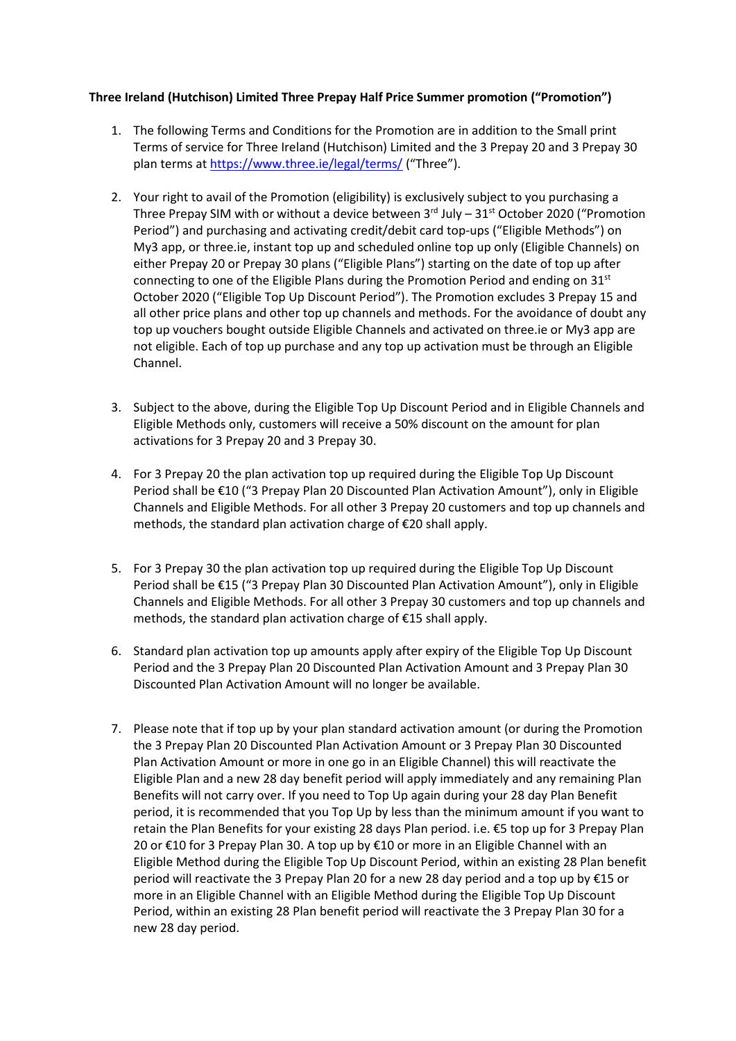**Three Ireland (Hutchison) Limited Three Prepay Half Price Summer promotion ("Promotion")**

1. The following Terms and Conditions for the Promotion are in addition to the Small print Terms of service for Three Ireland (Hutchison) Limited and the 3 Prepay 20 and 3 Prepay 30 plan terms at https://www.three.ie/legal/terms/ ("Three").

2. Your right to avail of the Promotion (eligibility) is exclusively subject to you purchasing a Three Prepay SIM with or without a device between 3rd July – 31st October 2020 ("Promotion Period") and purchasing and activating credit/debit card top-ups ("Eligible Methods") on My3 app, or three.ie, instant top up and scheduled online top up only (Eligible Channels) on either Prepay 20 or Prepay 30 plans ("Eligible Plans") starting on the date of top up after connecting to one of the Eligible Plans during the Promotion Period and ending on 31st October 2020 ("Eligible Top Up Discount Period"). The Promotion excludes 3 Prepay 15 and all other price plans and other top up channels and methods. For the avoidance of doubt any top up vouchers bought outside Eligible Channels and activated on three.ie or My3 app are not eligible. Each of top up purchase and any top up activation must be through an Eligible Channel.

3. Subject to the above, during the Eligible Top Up Discount Period and in Eligible Channels and Eligible Methods only, customers will receive a 50% discount on the amount for plan activations for 3 Prepay 20 and 3 Prepay 30.

4. For 3 Prepay 20 the plan activation top up required during the Eligible Top Up Discount Period shall be €10 ("3 Prepay Plan 20 Discounted Plan Activation Amount"), only in Eligible Channels and Eligible Methods. For all other 3 Prepay 20 customers and top up channels and methods, the standard plan activation charge of €20 shall apply.

5. For 3 Prepay 30 the plan activation top up required during the Eligible Top Up Discount Period shall be €15 ("3 Prepay Plan 30 Discounted Plan Activation Amount"), only in Eligible Channels and Eligible Methods. For all other 3 Prepay 30 customers and top up channels and methods, the standard plan activation charge of €15 shall apply.

6. Standard plan activation top up amounts apply after expiry of the Eligible Top Up Discount Period and the 3 Prepay Plan 20 Discounted Plan Activation Amount and 3 Prepay Plan 30 Discounted Plan Activation Amount will no longer be available.

7. Please note that if top up by your plan standard activation amount (or during the Promotion the 3 Prepay Plan 20 Discounted Plan Activation Amount or 3 Prepay Plan 30 Discounted Plan Activation Amount or more in one go in an Eligible Channel) this will reactivate the Eligible Plan and a new 28 day benefit period will apply immediately and any remaining Plan Benefits will not carry over. If you need to Top Up again during your 28 day Plan Benefit period, it is recommended that you Top Up by less than the minimum amount if you want to retain the Plan Benefits for your existing 28 days Plan period. i.e. €5 top up for 3 Prepay Plan 20 or €10 for 3 Prepay Plan 30. A top up by €10 or more in an Eligible Channel with an Eligible Method during the Eligible Top Up Discount Period, within an existing 28 Plan benefit period will reactivate the 3 Prepay Plan 20 for a new 28 day period and a top up by €15 or more in an Eligible Channel with an Eligible Method during the Eligible Top Up Discount Period, within an existing 28 Plan benefit period will reactivate the 3 Prepay Plan 30 for a new 28 day period.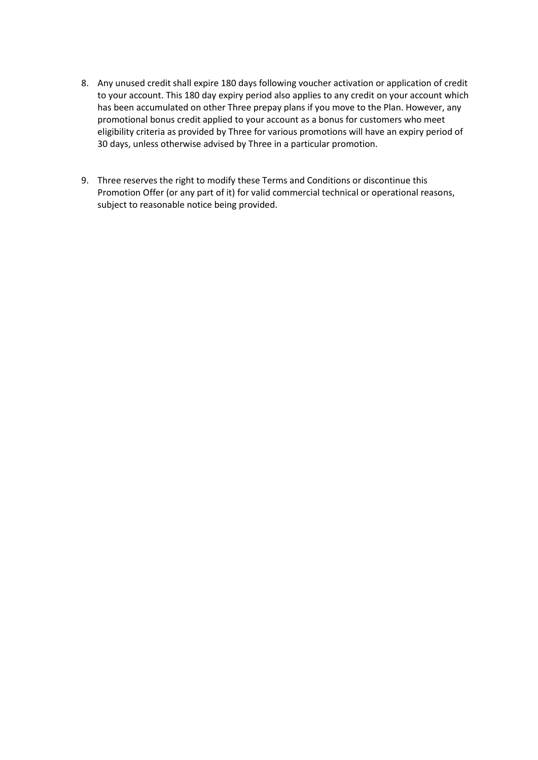8. Any unused credit shall expire 180 days following voucher activation or application of credit to your account. This 180 day expiry period also applies to any credit on your account which has been accumulated on other Three prepay plans if you move to the Plan. However, any promotional bonus credit applied to your account as a bonus for customers who meet eligibility criteria as provided by Three for various promotions will have an expiry period of 30 days, unless otherwise advised by Three in a particular promotion.

9. Three reserves the right to modify these Terms and Conditions or discontinue this Promotion Offer (or any part of it) for valid commercial technical or operational reasons, subject to reasonable notice being provided.